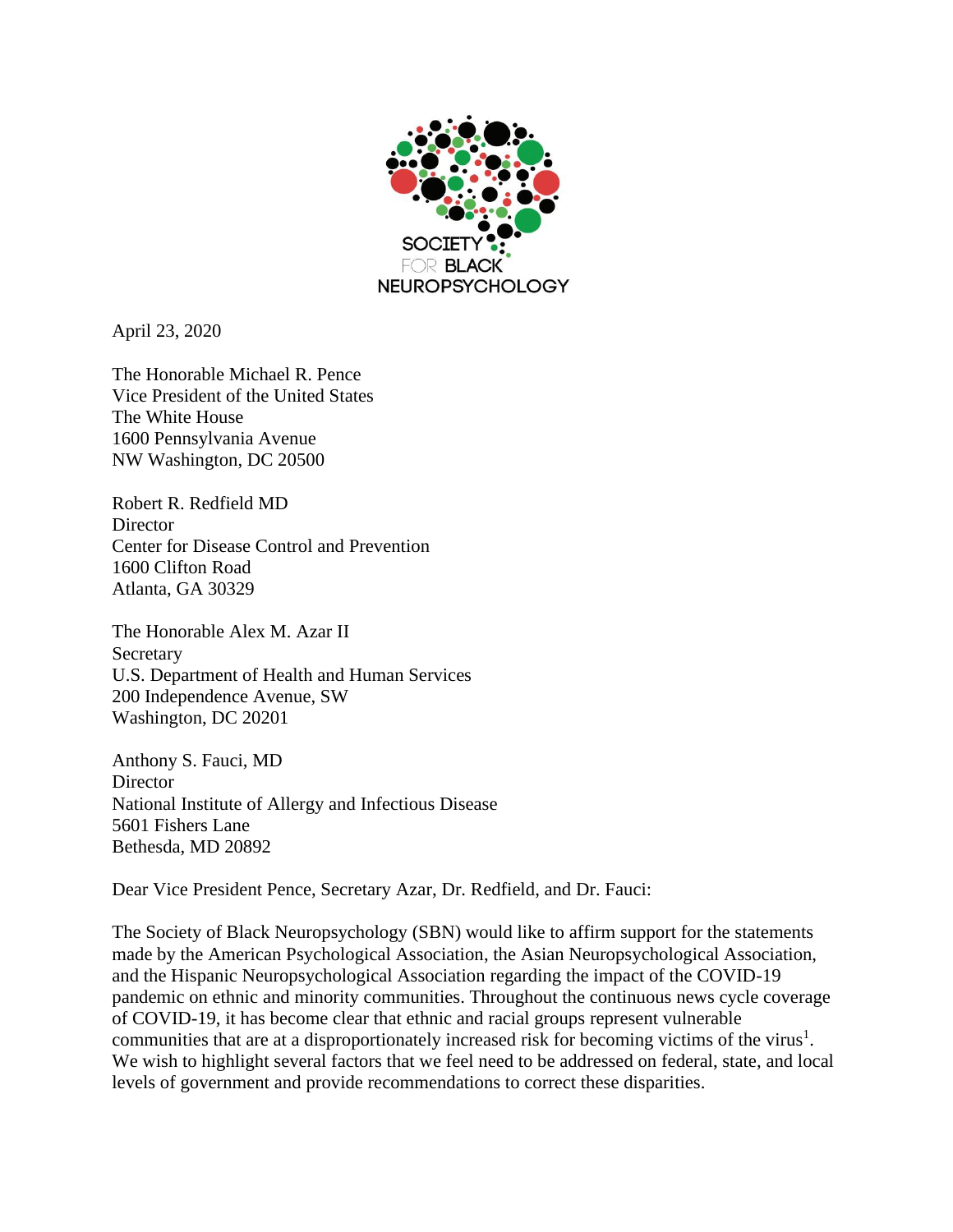SOCIETY FOR BLACK NEUROPSYCHOLOGY

April 23, 2020

The Honorable Michael R. Pence
Vice President of the United States
The White House
1600 Pennsylvania Avenue
NW Washington, DC 20500

Robert R. Redfield MD
Director
Center for Disease Control and Prevention
1600 Clifton Road
Atlanta, GA 30329

The Honorable Alex M. Azar II
Secretary
U.S. Department of Health and Human Services
200 Independence Avenue, SW
Washington, DC 20201

Anthony S. Fauci, MD
Director
National Institute of Allergy and Infectious Disease
5601 Fishers Lane
Bethesda, MD 20892

Dear Vice President Pence, Secretary Azar, Dr. Redfield, and Dr. Fauci:

The Society of Black Neuropsychology (SBN) would like to affirm support for the statements made by the American Psychological Association, the Asian Neuropsychological Association, and the Hispanic Neuropsychological Association regarding the impact of the COVID-19 pandemic on ethnic and minority communities. Throughout the continuous news cycle coverage of COVID-19, it has become clear that ethnic and racial groups represent vulnerable communities that are at a disproportionately increased risk for becoming victims of the virus[1]. We wish to highlight several factors that we feel need to be addressed on federal, state, and local levels of government and provide recommendations to correct these disparities.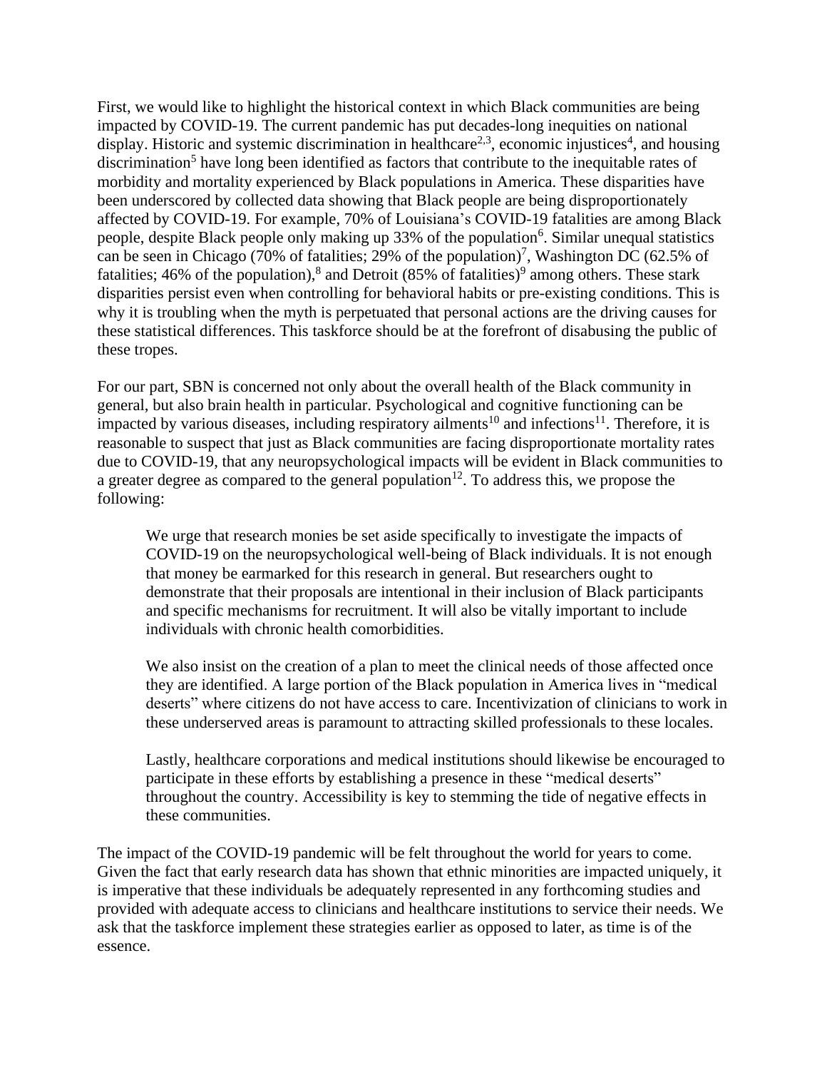First, we would like to highlight the historical context in which Black communities are being impacted by COVID-19. The current pandemic has put decades-long inequities on national display. Historic and systemic discrimination in healthcare[2,3], economic injustices[4], and housing discrimination[5] have long been identified as factors that contribute to the inequitable rates of morbidity and mortality experienced by Black populations in America. These disparities have been underscored by collected data showing that Black people are being disproportionately affected by COVID-19. For example, 70% of Louisiana's COVID-19 fatalities are among Black people, despite Black people only making up 33% of the population[6]. Similar unequal statistics can be seen in Chicago (70% of fatalities; 29% of the population)[7], Washington DC (62.5% of fatalities; 46% of the population),[8] and Detroit (85% of fatalities)[9] among others. These stark disparities persist even when controlling for behavioral habits or pre-existing conditions. This is why it is troubling when the myth is perpetuated that personal actions are the driving causes for these statistical differences. This taskforce should be at the forefront of disabusing the public of these tropes.

For our part, SBN is concerned not only about the overall health of the Black community in general, but also brain health in particular. Psychological and cognitive functioning can be impacted by various diseases, including respiratory ailments[10] and infections[11]. Therefore, it is reasonable to suspect that just as Black communities are facing disproportionate mortality rates due to COVID-19, that any neuropsychological impacts will be evident in Black communities to a greater degree as compared to the general population[12]. To address this, we propose the following:

> We urge that research monies be set aside specifically to investigate the impacts of COVID-19 on the neuropsychological well-being of Black individuals. It is not enough that money be earmarked for this research in general. But researchers ought to demonstrate that their proposals are intentional in their inclusion of Black participants and specific mechanisms for recruitment. It will also be vitally important to include individuals with chronic health comorbidities.
>
> We also insist on the creation of a plan to meet the clinical needs of those affected once they are identified. A large portion of the Black population in America lives in "medical deserts" where citizens do not have access to care. Incentivization of clinicians to work in these underserved areas is paramount to attracting skilled professionals to these locales.
>
> Lastly, healthcare corporations and medical institutions should likewise be encouraged to participate in these efforts by establishing a presence in these "medical deserts" throughout the country. Accessibility is key to stemming the tide of negative effects in these communities.

The impact of the COVID-19 pandemic will be felt throughout the world for years to come. Given the fact that early research data has shown that ethnic minorities are impacted uniquely, it is imperative that these individuals be adequately represented in any forthcoming studies and provided with adequate access to clinicians and healthcare institutions to service their needs. We ask that the taskforce implement these strategies earlier as opposed to later, as time is of the essence.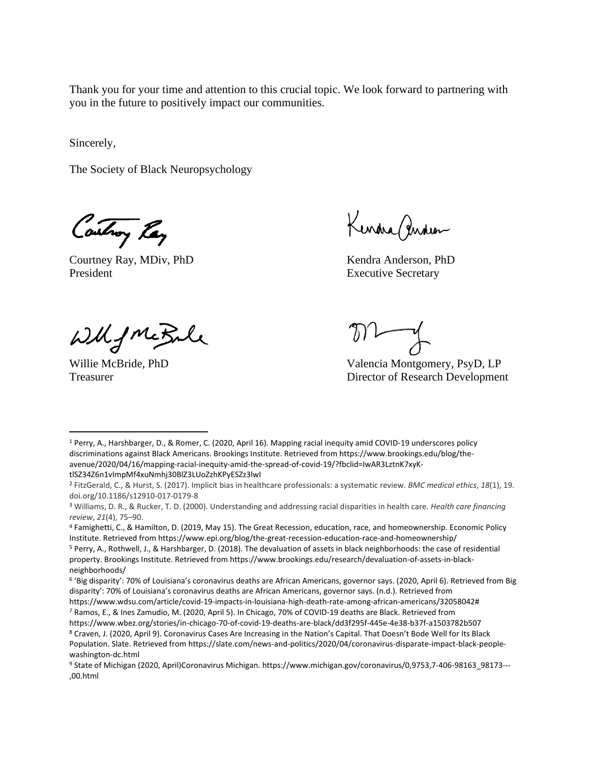Thank you for your time and attention to this crucial topic. We look forward to partnering with you in the future to positively impact our communities.

Sincerely,

The Society of Black Neuropsychology

Courtney Ray, MDiv, PhD
President

Kendra Anderson, PhD
Executive Secretary

Willie McBride, PhD
Treasurer

Valencia Montgomery, PsyD, LP
Director of Research Development

---

[1] Perry, A., Harshbarger, D., & Romer, C. (2020, April 16). Mapping racial inequity amid COVID-19 underscores policy discriminations against Black Americans. Brookings Institute. Retrieved from https://www.brookings.edu/blog/the-avenue/2020/04/16/mapping-racial-inequity-amid-the-spread-of-covid-19/?fbclid=IwAR3LztnK7xyK-tlSZ34Z6n1vImpMf4xuNmhj30BlZ3LUoZzhKPyESZz3lwI

[2] FitzGerald, C., & Hurst, S. (2017). Implicit bias in healthcare professionals: a systematic review. *BMC medical ethics*, *18*(1), 19. doi.org/10.1186/s12910-017-0179-8

[3] Williams, D. R., & Rucker, T. D. (2000). Understanding and addressing racial disparities in health care. *Health care financing review*, *21*(4), 75–90.

[4] Famighetti, C., & Hamilton, D. (2019, May 15). The Great Recession, education, race, and homeownership. Economic Policy Institute. Retrieved from https://www.epi.org/blog/the-great-recession-education-race-and-homeownership/

[5] Perry, A., Rothwell, J., & Harshbarger, D. (2018). The devaluation of assets in black neighborhoods: the case of residential property. Brookings Institute. Retrieved from https://www.brookings.edu/research/devaluation-of-assets-in-black-neighborhoods/

[6] 'Big disparity': 70% of Louisiana's coronavirus deaths are African Americans, governor says. (2020, April 6). Retrieved from Big disparity': 70% of Louisiana's coronavirus deaths are African Americans, governor says. (n.d.). Retrieved from https://www.wdsu.com/article/covid-19-impacts-in-louisiana-high-death-rate-among-african-americans/32058042#

[7] Ramos, E., & Ines Zamudio, M. (2020, April 5). In Chicago, 70% of COVID-19 deaths are Black. Retrieved from https://www.wbez.org/stories/in-chicago-70-of-covid-19-deaths-are-black/dd3f295f-445e-4e38-b37f-a1503782b507

[8] Craven, J. (2020, April 9). Coronavirus Cases Are Increasing in the Nation's Capital. That Doesn't Bode Well for Its Black Population. Slate. Retrieved from https://slate.com/news-and-politics/2020/04/coronavirus-disparate-impact-black-people-washington-dc.html

[9] State of Michigan (2020, April)Coronavirus Michigan. https://www.michigan.gov/coronavirus/0,9753,7-406-98163_98173---,00.html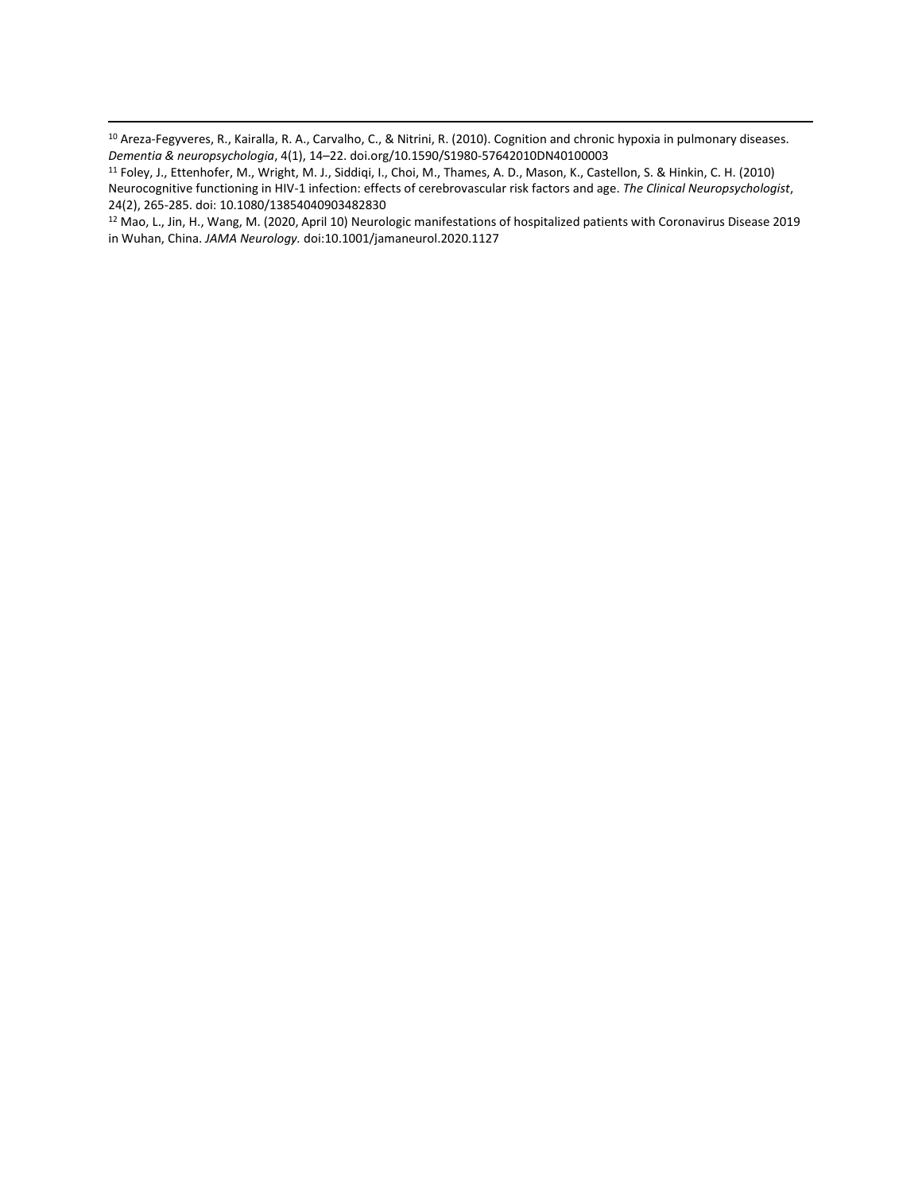[10] Areza-Fegyveres, R., Kairalla, R. A., Carvalho, C., & Nitrini, R. (2010). Cognition and chronic hypoxia in pulmonary diseases. *Dementia & neuropsychologia*, 4(1), 14–22. doi.org/10.1590/S1980-57642010DN40100003

[11] Foley, J., Ettenhofer, M., Wright, M. J., Siddiqi, I., Choi, M., Thames, A. D., Mason, K., Castellon, S. & Hinkin, C. H. (2010) Neurocognitive functioning in HIV-1 infection: effects of cerebrovascular risk factors and age. *The Clinical Neuropsychologist*, 24(2), 265-285. doi: 10.1080/13854040903482830

[12] Mao, L., Jin, H., Wang, M. (2020, April 10) Neurologic manifestations of hospitalized patients with Coronavirus Disease 2019 in Wuhan, China. *JAMA Neurology.* doi:10.1001/jamaneurol.2020.1127